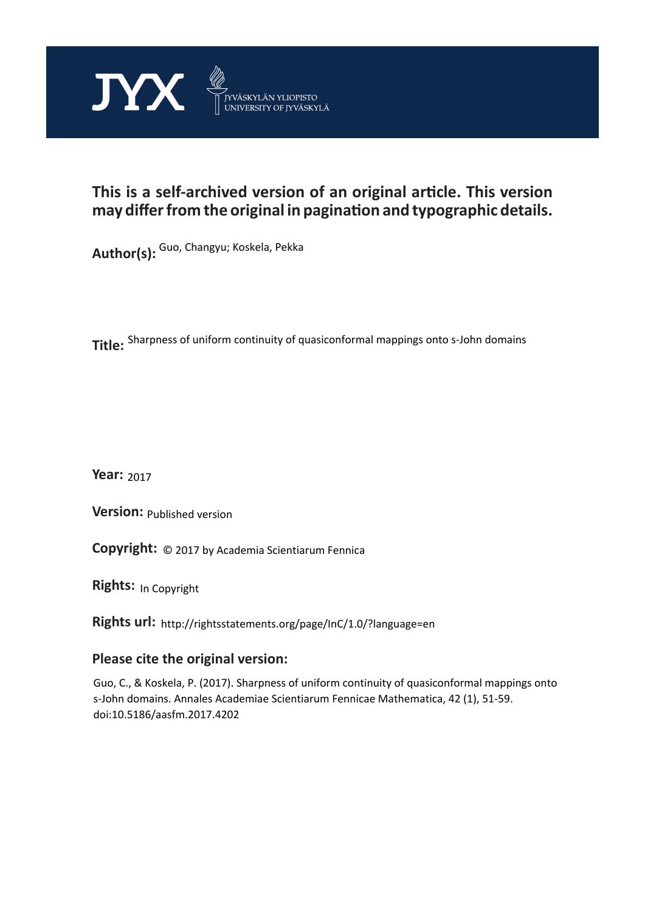JYX JYVÄSKYLÄN YLIOPISTO UNIVERSITY OF JYVÄSKYLÄ

**This is a self-archived version of an original article. This version may differ from the original in pagination and typographic details.**

**Author(s):** Guo, Changyu; Koskela, Pekka

**Title:** Sharpness of uniform continuity of quasiconformal mappings onto s-John domains

**Year:** 2017

**Version:** Published version

**Copyright:** © 2017 by Academia Scientiarum Fennica

**Rights:** In Copyright

**Rights url:** http://rightsstatements.org/page/InC/1.0/?language=en

## Please cite the original version:

Guo, C., & Koskela, P. (2017). Sharpness of uniform continuity of quasiconformal mappings onto s-John domains. Annales Academiae Scientiarum Fennicae Mathematica, 42 (1), 51-59. doi:10.5186/aasfm.2017.4202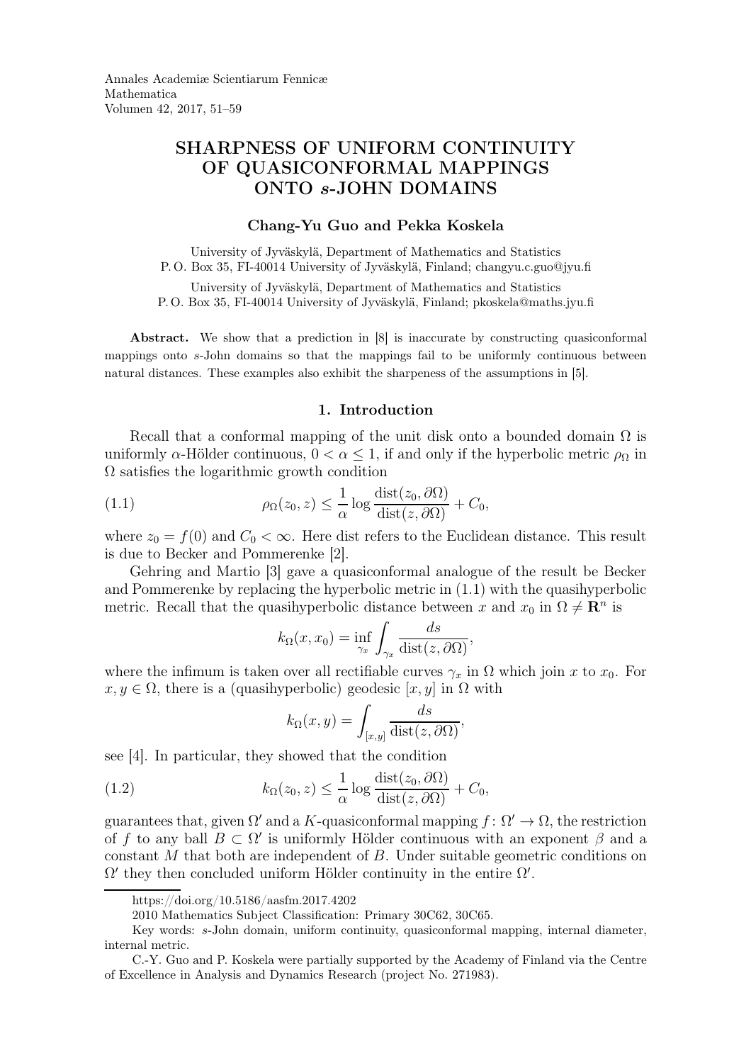Annales Academiæ Scientiarum Fennicæ
Mathematica
Volumen 42, 2017, 51–59

# SHARPNESS OF UNIFORM CONTINUITY OF QUASICONFORMAL MAPPINGS ONTO $s$-JOHN DOMAINS

### Chang-Yu Guo and Pekka Koskela

University of Jyväskylä, Department of Mathematics and Statistics
P. O. Box 35, FI-40014 University of Jyväskylä, Finland; changyu.c.guo@jyu.fi

University of Jyväskylä, Department of Mathematics and Statistics
P. O. Box 35, FI-40014 University of Jyväskylä, Finland; pkoskela@maths.jyu.fi

**Abstract.** We show that a prediction in [8] is inaccurate by constructing quasiconformal mappings onto $s$-John domains so that the mappings fail to be uniformly continuous between natural distances. These examples also exhibit the sharpeness of the assumptions in [5].

## 1. Introduction

Recall that a conformal mapping of the unit disk onto a bounded domain $\Omega$ is uniformly $\alpha$-Hölder continuous, $0 < \alpha \leq 1$, if and only if the hyperbolic metric $\rho_\Omega$ in $\Omega$ satisfies the logarithmic growth condition

$$\rho_\Omega(z_0, z) \leq \frac{1}{\alpha} \log \frac{\operatorname{dist}(z_0, \partial\Omega)}{\operatorname{dist}(z, \partial\Omega)} + C_0, \tag{1.1}$$

where $z_0 = f(0)$ and $C_0 < \infty$. Here dist refers to the Euclidean distance. This result is due to Becker and Pommerenke [2].

Gehring and Martio [3] gave a quasiconformal analogue of the result be Becker and Pommerenke by replacing the hyperbolic metric in (1.1) with the quasihyperbolic metric. Recall that the quasihyperbolic distance between $x$ and $x_0$ in $\Omega \neq \mathbf{R}^n$ is

$$k_\Omega(x, x_0) = \inf_{\gamma_x} \int_{\gamma_x} \frac{ds}{\operatorname{dist}(z, \partial\Omega)},$$

where the infimum is taken over all rectifiable curves $\gamma_x$ in $\Omega$ which join $x$ to $x_0$. For $x, y \in \Omega$, there is a (quasihyperbolic) geodesic $[x, y]$ in $\Omega$ with

$$k_\Omega(x, y) = \int_{[x,y]} \frac{ds}{\operatorname{dist}(z, \partial\Omega)},$$

see [4]. In particular, they showed that the condition

$$k_\Omega(z_0, z) \leq \frac{1}{\alpha} \log \frac{\operatorname{dist}(z_0, \partial\Omega)}{\operatorname{dist}(z, \partial\Omega)} + C_0, \tag{1.2}$$

guarantees that, given $\Omega'$ and a $K$-quasiconformal mapping $f\colon \Omega' \to \Omega$, the restriction of $f$ to any ball $B \subset \Omega'$ is uniformly Hölder continuous with an exponent $\beta$ and a constant $M$ that both are independent of $B$. Under suitable geometric conditions on $\Omega'$ they then concluded uniform Hölder continuity in the entire $\Omega'$.

https://doi.org/10.5186/aasfm.2017.4202

2010 Mathematics Subject Classification: Primary 30C62, 30C65.

Key words: $s$-John domain, uniform continuity, quasiconformal mapping, internal diameter, internal metric.

C.-Y. Guo and P. Koskela were partially supported by the Academy of Finland via the Centre of Excellence in Analysis and Dynamics Research (project No. 271983).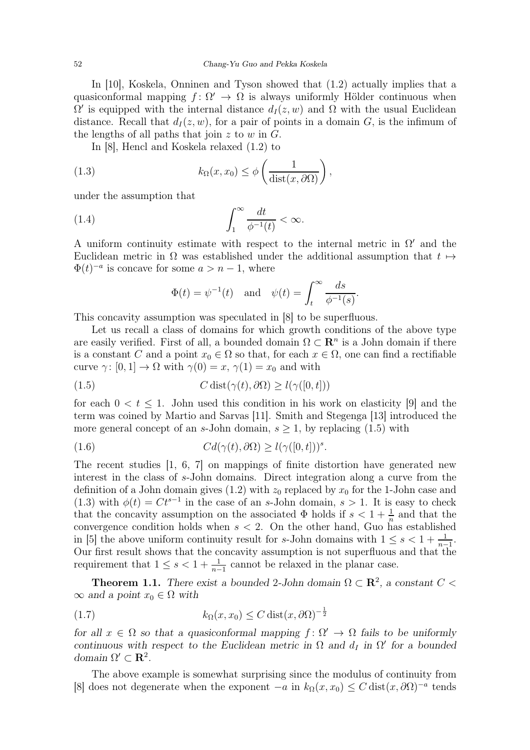In [10], Koskela, Onninen and Tyson showed that (1.2) actually implies that a quasiconformal mapping $f\colon \Omega' \to \Omega$ is always uniformly Hölder continuous when $\Omega'$ is equipped with the internal distance $d_I(z,w)$ and $\Omega$ with the usual Euclidean distance. Recall that $d_I(z,w)$, for a pair of points in a domain $G$, is the infimum of the lengths of all paths that join $z$ to $w$ in $G$.

In [8], Hencl and Koskela relaxed (1.2) to

$$k_\Omega(x, x_0) \le \phi\left(\frac{1}{\operatorname{dist}(x, \partial\Omega)}\right), \tag{1.3}$$

under the assumption that

$$\int_1^\infty \frac{dt}{\phi^{-1}(t)} < \infty. \tag{1.4}$$

A uniform continuity estimate with respect to the internal metric in $\Omega'$ and the Euclidean metric in $\Omega$ was established under the additional assumption that $t \mapsto \Phi(t)^{-a}$ is concave for some $a > n-1$, where

$$\Phi(t) = \psi^{-1}(t) \quad \text{and} \quad \psi(t) = \int_t^\infty \frac{ds}{\phi^{-1}(s)}.$$

This concavity assumption was speculated in [8] to be superfluous.

Let us recall a class of domains for which growth conditions of the above type are easily verified. First of all, a bounded domain $\Omega \subset \mathbf{R}^n$ is a John domain if there is a constant $C$ and a point $x_0 \in \Omega$ so that, for each $x \in \Omega$, one can find a rectifiable curve $\gamma\colon [0,1] \to \Omega$ with $\gamma(0) = x$, $\gamma(1) = x_0$ and with

$$C \operatorname{dist}(\gamma(t), \partial\Omega) \ge l(\gamma([0,t])) \tag{1.5}$$

for each $0 < t \le 1$. John used this condition in his work on elasticity [9] and the term was coined by Martio and Sarvas [11]. Smith and Stegenga [13] introduced the more general concept of an $s$-John domain, $s \ge 1$, by replacing (1.5) with

$$Cd(\gamma(t), \partial\Omega) \ge l(\gamma([0,t]))^s. \tag{1.6}$$

The recent studies [1, 6, 7] on mappings of finite distortion have generated new interest in the class of $s$-John domains. Direct integration along a curve from the definition of a John domain gives (1.2) with $z_0$ replaced by $x_0$ for the 1-John case and (1.3) with $\phi(t) = Ct^{s-1}$ in the case of an $s$-John domain, $s > 1$. It is easy to check that the concavity assumption on the associated $\Phi$ holds if $s < 1 + \frac{1}{n}$ and that the convergence condition holds when $s < 2$. On the other hand, Guo has established in [5] the above uniform continuity result for $s$-John domains with $1 \le s < 1 + \frac{1}{n-1}$. Our first result shows that the concavity assumption is not superfluous and that the requirement that $1 \le s < 1 + \frac{1}{n-1}$ cannot be relaxed in the planar case.

**Theorem 1.1.** *There exist a bounded 2-John domain $\Omega \subset \mathbf{R}^2$, a constant $C < \infty$ and a point $x_0 \in \Omega$ with*

$$k_\Omega(x, x_0) \le C \operatorname{dist}(x, \partial\Omega)^{-\frac{1}{2}} \tag{1.7}$$

*for all $x \in \Omega$ so that a quasiconformal mapping $f\colon \Omega' \to \Omega$ fails to be uniformly continuous with respect to the Euclidean metric in $\Omega$ and $d_I$ in $\Omega'$ for a bounded domain $\Omega' \subset \mathbf{R}^2$.*

The above example is somewhat surprising since the modulus of continuity from [8] does not degenerate when the exponent $-a$ in $k_\Omega(x, x_0) \le C \operatorname{dist}(x, \partial\Omega)^{-a}$ tends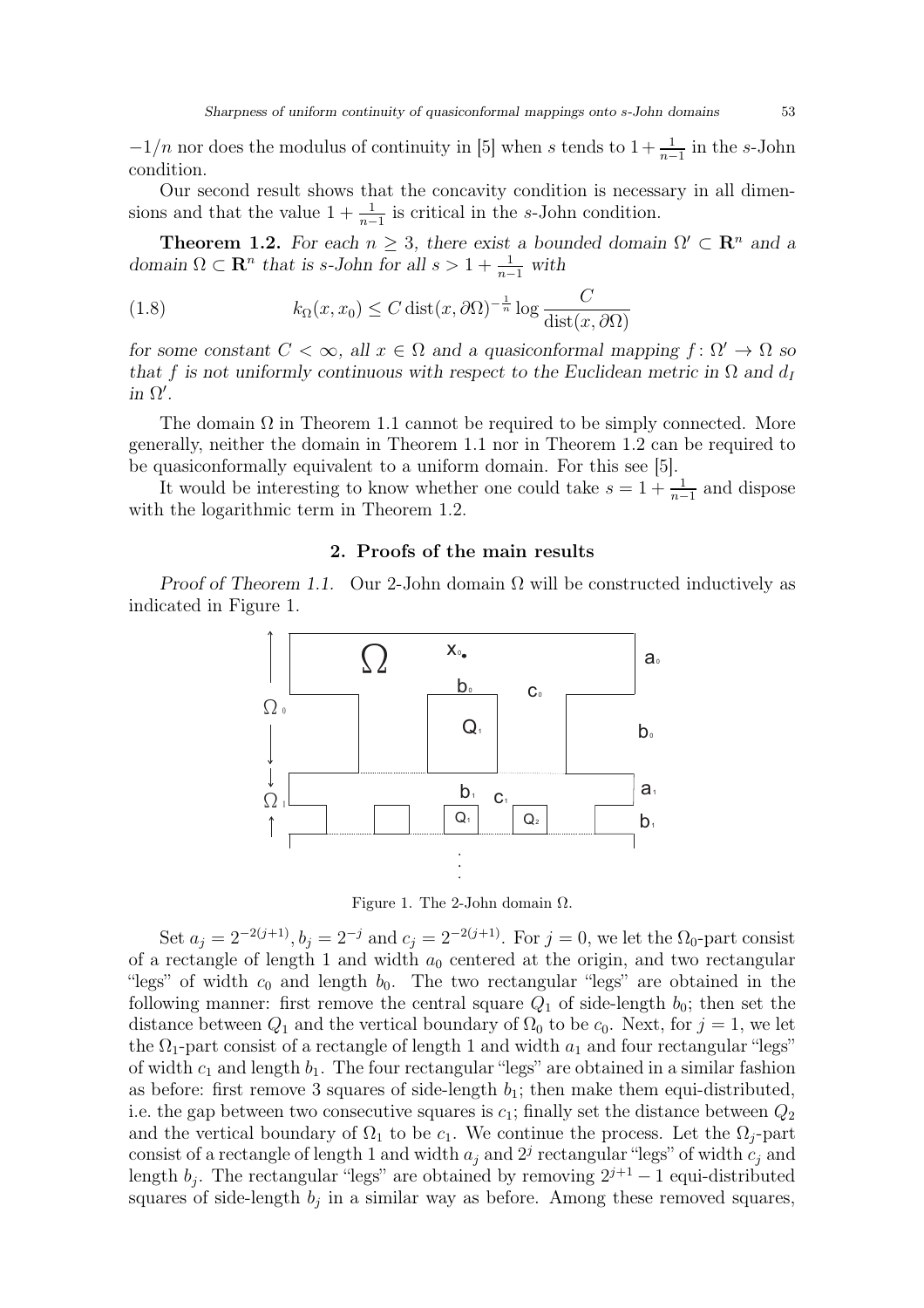$-1/n$ nor does the modulus of continuity in [5] when $s$ tends to $1+\frac{1}{n-1}$ in the $s$-John condition.

Our second result shows that the concavity condition is necessary in all dimensions and that the value $1+\frac{1}{n-1}$ is critical in the $s$-John condition.

**Theorem 1.2.** *For each $n \geq 3$, there exist a bounded domain $\Omega' \subset \mathbf{R}^n$ and a domain $\Omega \subset \mathbf{R}^n$ that is $s$-John for all $s > 1+\frac{1}{n-1}$ with*

$$k_\Omega(x, x_0) \leq C \operatorname{dist}(x, \partial\Omega)^{-\frac{1}{n}} \log \frac{C}{\operatorname{dist}(x, \partial\Omega)} \tag{1.8}$$

*for some constant $C < \infty$, all $x \in \Omega$ and a quasiconformal mapping $f\colon \Omega' \to \Omega$ so that $f$ is not uniformly continuous with respect to the Euclidean metric in $\Omega$ and $d_I$ in $\Omega'$.*

The domain $\Omega$ in Theorem 1.1 cannot be required to be simply connected. More generally, neither the domain in Theorem 1.1 nor in Theorem 1.2 can be required to be quasiconformally equivalent to a uniform domain. For this see [5].

It would be interesting to know whether one could take $s = 1+\frac{1}{n-1}$ and dispose with the logarithmic term in Theorem 1.2.

## 2. Proofs of the main results

*Proof of Theorem 1.1.* Our 2-John domain $\Omega$ will be constructed inductively as indicated in Figure 1.

Figure 1. The 2-John domain $\Omega$.

Set $a_j = 2^{-2(j+1)}, b_j = 2^{-j}$ and $c_j = 2^{-2(j+1)}$. For $j = 0$, we let the $\Omega_0$-part consist of a rectangle of length 1 and width $a_0$ centered at the origin, and two rectangular "legs" of width $c_0$ and length $b_0$. The two rectangular "legs" are obtained in the following manner: first remove the central square $Q_1$ of side-length $b_0$; then set the distance between $Q_1$ and the vertical boundary of $\Omega_0$ to be $c_0$. Next, for $j = 1$, we let the $\Omega_1$-part consist of a rectangle of length 1 and width $a_1$ and four rectangular "legs" of width $c_1$ and length $b_1$. The four rectangular "legs" are obtained in a similar fashion as before: first remove 3 squares of side-length $b_1$; then make them equi-distributed, i.e. the gap between two consecutive squares is $c_1$; finally set the distance between $Q_2$ and the vertical boundary of $\Omega_1$ to be $c_1$. We continue the process. Let the $\Omega_j$-part consist of a rectangle of length 1 and width $a_j$ and $2^j$ rectangular "legs" of width $c_j$ and length $b_j$. The rectangular "legs" are obtained by removing $2^{j+1}-1$ equi-distributed squares of side-length $b_j$ in a similar way as before. Among these removed squares,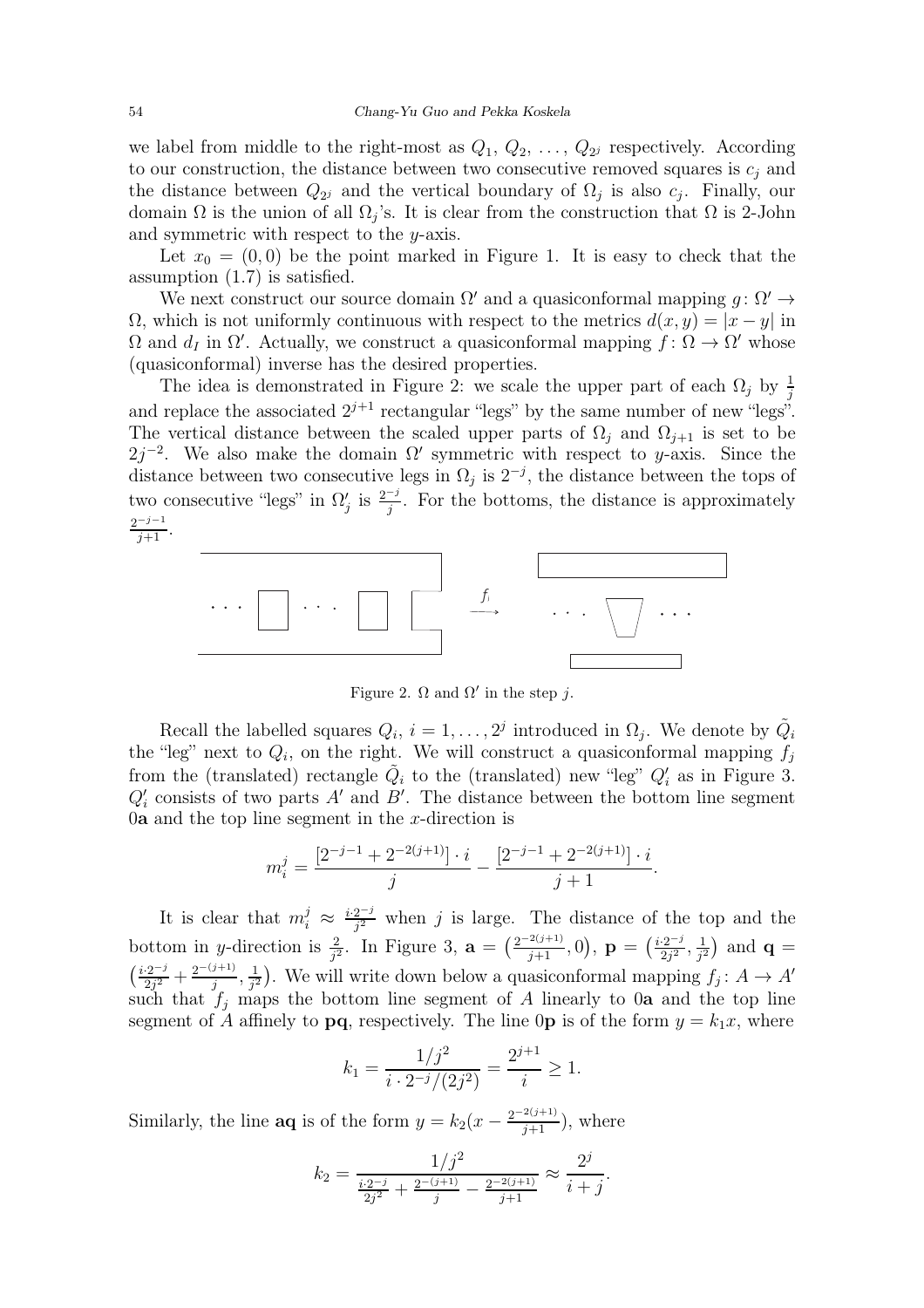we label from middle to the right-most as $Q_1, Q_2, \ldots, Q_{2^j}$ respectively. According to our construction, the distance between two consecutive removed squares is $c_j$ and the distance between $Q_{2^j}$ and the vertical boundary of $\Omega_j$ is also $c_j$. Finally, our domain $\Omega$ is the union of all $\Omega_j$'s. It is clear from the construction that $\Omega$ is 2-John and symmetric with respect to the $y$-axis.

Let $x_0 = (0,0)$ be the point marked in Figure 1. It is easy to check that the assumption (1.7) is satisfied.

We next construct our source domain $\Omega'$ and a quasiconformal mapping $g\colon \Omega' \to \Omega$, which is not uniformly continuous with respect to the metrics $d(x,y) = |x-y|$ in $\Omega$ and $d_I$ in $\Omega'$. Actually, we construct a quasiconformal mapping $f\colon \Omega \to \Omega'$ whose (quasiconformal) inverse has the desired properties.

The idea is demonstrated in Figure 2: we scale the upper part of each $\Omega_j$ by $\frac{1}{j}$ and replace the associated $2^{j+1}$ rectangular "legs" by the same number of new "legs". The vertical distance between the scaled upper parts of $\Omega_j$ and $\Omega_{j+1}$ is set to be $2j^{-2}$. We also make the domain $\Omega'$ symmetric with respect to $y$-axis. Since the distance between two consecutive legs in $\Omega_j$ is $2^{-j}$, the distance between the tops of two consecutive "legs" in $\Omega'_j$ is $\frac{2^{-j}}{j}$. For the bottoms, the distance is approximately $\frac{2^{-j-1}}{j+1}$.

Figure 2. $\Omega$ and $\Omega'$ in the step $j$.

Recall the labelled squares $Q_i$, $i = 1, \ldots, 2^j$ introduced in $\Omega_j$. We denote by $\tilde{Q}_i$ the "leg" next to $Q_i$, on the right. We will construct a quasiconformal mapping $f_j$ from the (translated) rectangle $\tilde{Q}_i$ to the (translated) new "leg" $Q'_i$ as in Figure 3. $Q'_i$ consists of two parts $A'$ and $B'$. The distance between the bottom line segment $0\mathbf{a}$ and the top line segment in the $x$-direction is

$$m_i^j = \frac{[2^{-j-1} + 2^{-2(j+1)}] \cdot i}{j} - \frac{[2^{-j-1} + 2^{-2(j+1)}] \cdot i}{j+1}.$$

It is clear that $m_i^j \approx \frac{i \cdot 2^{-j}}{j^2}$ when $j$ is large. The distance of the top and the bottom in $y$-direction is $\frac{2}{j^2}$. In Figure 3, $\mathbf{a} = \left(\frac{2^{-2(j+1)}}{j+1}, 0\right)$, $\mathbf{p} = \left(\frac{i \cdot 2^{-j}}{2j^2}, \frac{1}{j^2}\right)$ and $\mathbf{q} = \left(\frac{i \cdot 2^{-j}}{2j^2} + \frac{2^{-(j+1)}}{j}, \frac{1}{j^2}\right)$. We will write down below a quasiconformal mapping $f_j\colon A \to A'$ such that $f_j$ maps the bottom line segment of $A$ linearly to $0\mathbf{a}$ and the top line segment of $A$ affinely to $\mathbf{pq}$, respectively. The line $0\mathbf{p}$ is of the form $y = k_1 x$, where

$$k_1 = \frac{1/j^2}{i \cdot 2^{-j}/(2j^2)} = \frac{2^{j+1}}{i} \geq 1.$$

Similarly, the line $\mathbf{aq}$ is of the form $y = k_2(x - \frac{2^{-2(j+1)}}{j+1})$, where

$$k_2 = \frac{1/j^2}{\frac{i \cdot 2^{-j}}{2j^2} + \frac{2^{-(j+1)}}{j} - \frac{2^{-2(j+1)}}{j+1}} \approx \frac{2^j}{i+j}.$$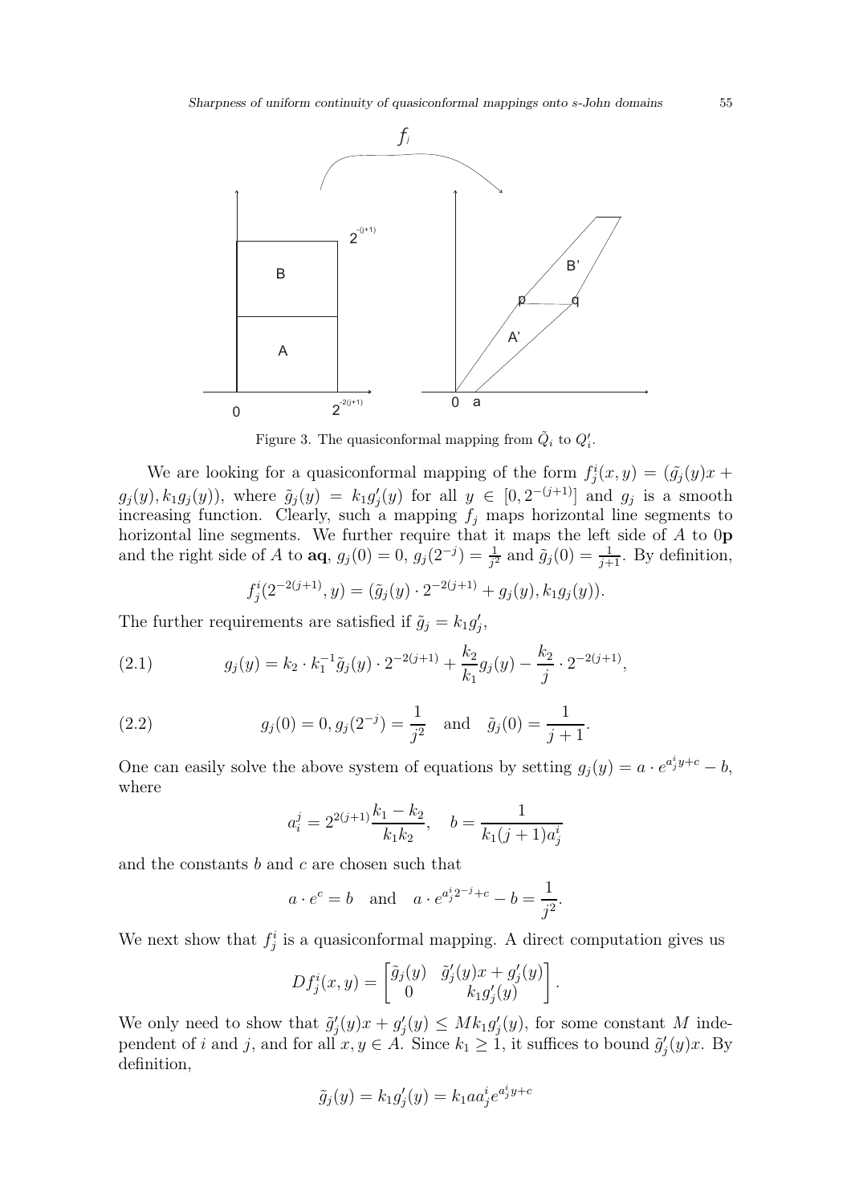Figure 3. The quasiconformal mapping from $\tilde{Q}_i$ to $Q'_i$.

We are looking for a quasiconformal mapping of the form $f_j^i(x,y) = (\tilde{g_j}(y)x + g_j(y), k_1 g_j(y))$, where $\tilde{g}_j(y) = k_1 g_j'(y)$ for all $y \in [0, 2^{-(j+1)}]$ and $g_j$ is a smooth increasing function. Clearly, such a mapping $f_j$ maps horizontal line segments to horizontal line segments. We further require that it maps the left side of $A$ to $0\mathbf{p}$ and the right side of $A$ to $\mathbf{aq}$, $g_j(0) = 0$, $g_j(2^{-j}) = \frac{1}{j^2}$ and $\tilde{g}_j(0) = \frac{1}{j+1}$. By definition,

$$f_j^i(2^{-2(j+1)}, y) = (\tilde{g}_j(y) \cdot 2^{-2(j+1)} + g_j(y), k_1 g_j(y)).$$

The further requirements are satisfied if $\tilde{g}_j = k_1 g_j'$,

$$g_j(y) = k_2 \cdot k_1^{-1} \tilde{g}_j(y) \cdot 2^{-2(j+1)} + \frac{k_2}{k_1} g_j(y) - \frac{k_2}{j} \cdot 2^{-2(j+1)}, \tag{2.1}$$

$$g_j(0) = 0, g_j(2^{-j}) = \frac{1}{j^2} \quad \text{and} \quad \tilde{g}_j(0) = \frac{1}{j+1}. \tag{2.2}$$

One can easily solve the above system of equations by setting $g_j(y) = a \cdot e^{a_j^i y + c} - b$, where

$$a_i^j = 2^{2(j+1)} \frac{k_1 - k_2}{k_1 k_2}, \quad b = \frac{1}{k_1 (j+1) a_j^i}$$

and the constants $b$ and $c$ are chosen such that

$$a \cdot e^c = b \quad \text{and} \quad a \cdot e^{a_j^i 2^{-j} + c} - b = \frac{1}{j^2}.$$

We next show that $f_j^i$ is a quasiconformal mapping. A direct computation gives us

$$Df_j^i(x,y) = \begin{bmatrix} \tilde{g}_j(y) & \tilde{g}_j'(y)x + g_j'(y) \\ 0 & k_1 g_j'(y) \end{bmatrix}.$$

We only need to show that $\tilde{g}_j'(y)x + g_j'(y) \le M k_1 g_j'(y)$, for some constant $M$ independent of $i$ and $j$, and for all $x, y \in A$. Since $k_1 \ge 1$, it suffices to bound $\tilde{g}_j'(y)x$. By definition,

$$\tilde{g}_j(y) = k_1 g_j'(y) = k_1 a a_j^i e^{a_j^i y + c}$$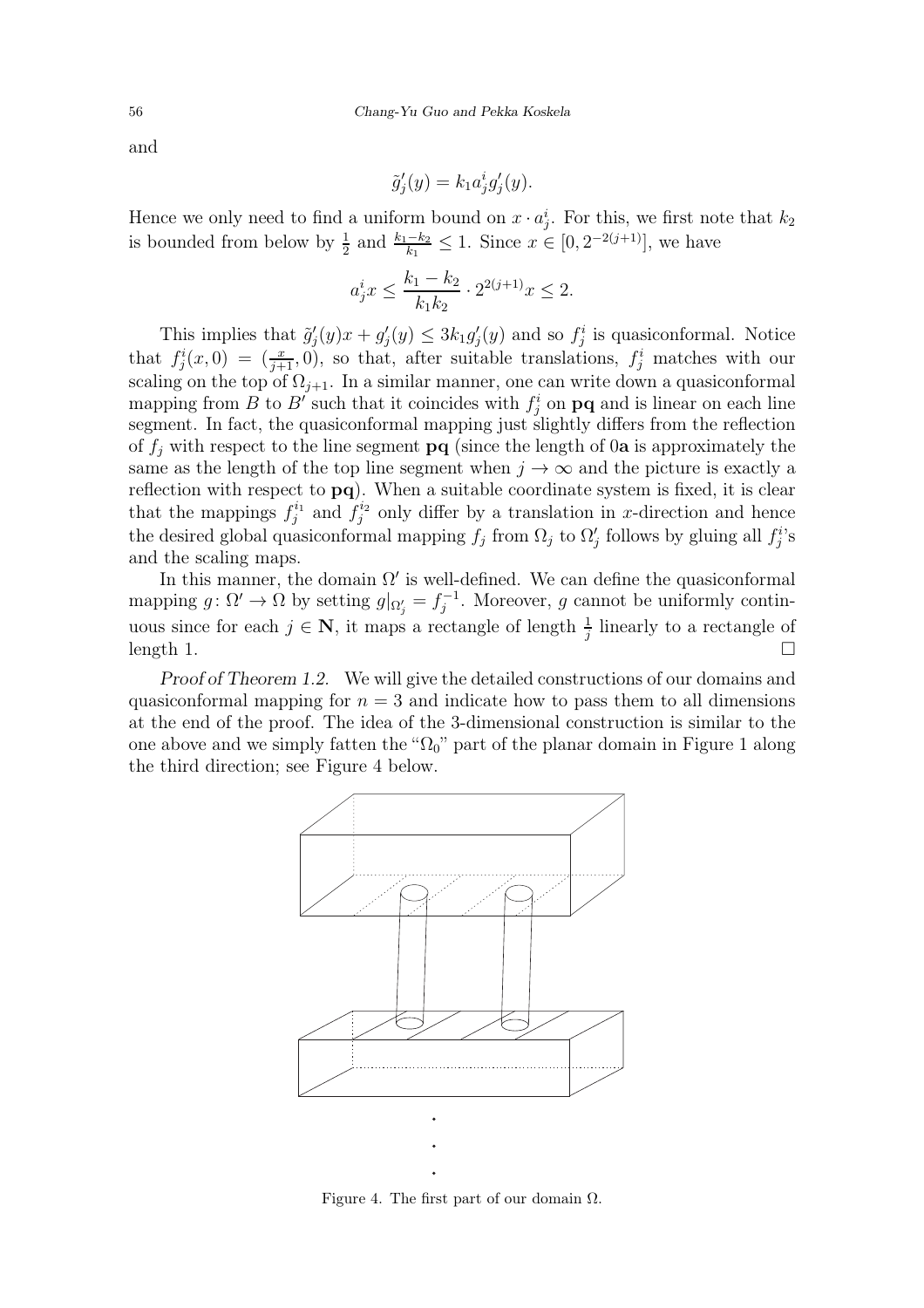and

$$\tilde{g}_j'(y) = k_1 a_j^i g_j'(y).$$

Hence we only need to find a uniform bound on $x \cdot a_j^i$. For this, we first note that $k_2$ is bounded from below by $\frac{1}{2}$ and $\frac{k_1 - k_2}{k_1} \leq 1$. Since $x \in [0, 2^{-2(j+1)}]$, we have

$$a_j^i x \leq \frac{k_1 - k_2}{k_1 k_2} \cdot 2^{2(j+1)} x \leq 2.$$

This implies that $\tilde{g}_j'(y)x + g_j'(y) \leq 3k_1 g_j'(y)$ and so $f_j^i$ is quasiconformal. Notice that $f_j^i(x,0) = (\frac{x}{j+1}, 0)$, so that, after suitable translations, $f_j^i$ matches with our scaling on the top of $\Omega_{j+1}$. In a similar manner, one can write down a quasiconformal mapping from $B$ to $B'$ such that it coincides with $f_j^i$ on **pq** and is linear on each line segment. In fact, the quasiconformal mapping just slightly differs from the reflection of $f_j$ with respect to the line segment **pq** (since the length of $0\mathbf{a}$ is approximately the same as the length of the top line segment when $j \to \infty$ and the picture is exactly a reflection with respect to **pq**). When a suitable coordinate system is fixed, it is clear that the mappings $f_j^{i_1}$ and $f_j^{i_2}$ only differ by a translation in $x$-direction and hence the desired global quasiconformal mapping $f_j$ from $\Omega_j$ to $\Omega_j'$ follows by gluing all $f_j^i$'s and the scaling maps.

In this manner, the domain $\Omega'$ is well-defined. We can define the quasiconformal mapping $g\colon \Omega' \to \Omega$ by setting $g|_{\Omega_j'} = f_j^{-1}$. Moreover, $g$ cannot be uniformly continuous since for each $j \in \mathbf{N}$, it maps a rectangle of length $\frac{1}{j}$ linearly to a rectangle of length 1. $\square$

*Proof of Theorem 1.2.* We will give the detailed constructions of our domains and quasiconformal mapping for $n = 3$ and indicate how to pass them to all dimensions at the end of the proof. The idea of the 3-dimensional construction is similar to the one above and we simply fatten the "$\Omega_0$" part of the planar domain in Figure 1 along the third direction; see Figure 4 below.

Figure 4. The first part of our domain $\Omega$.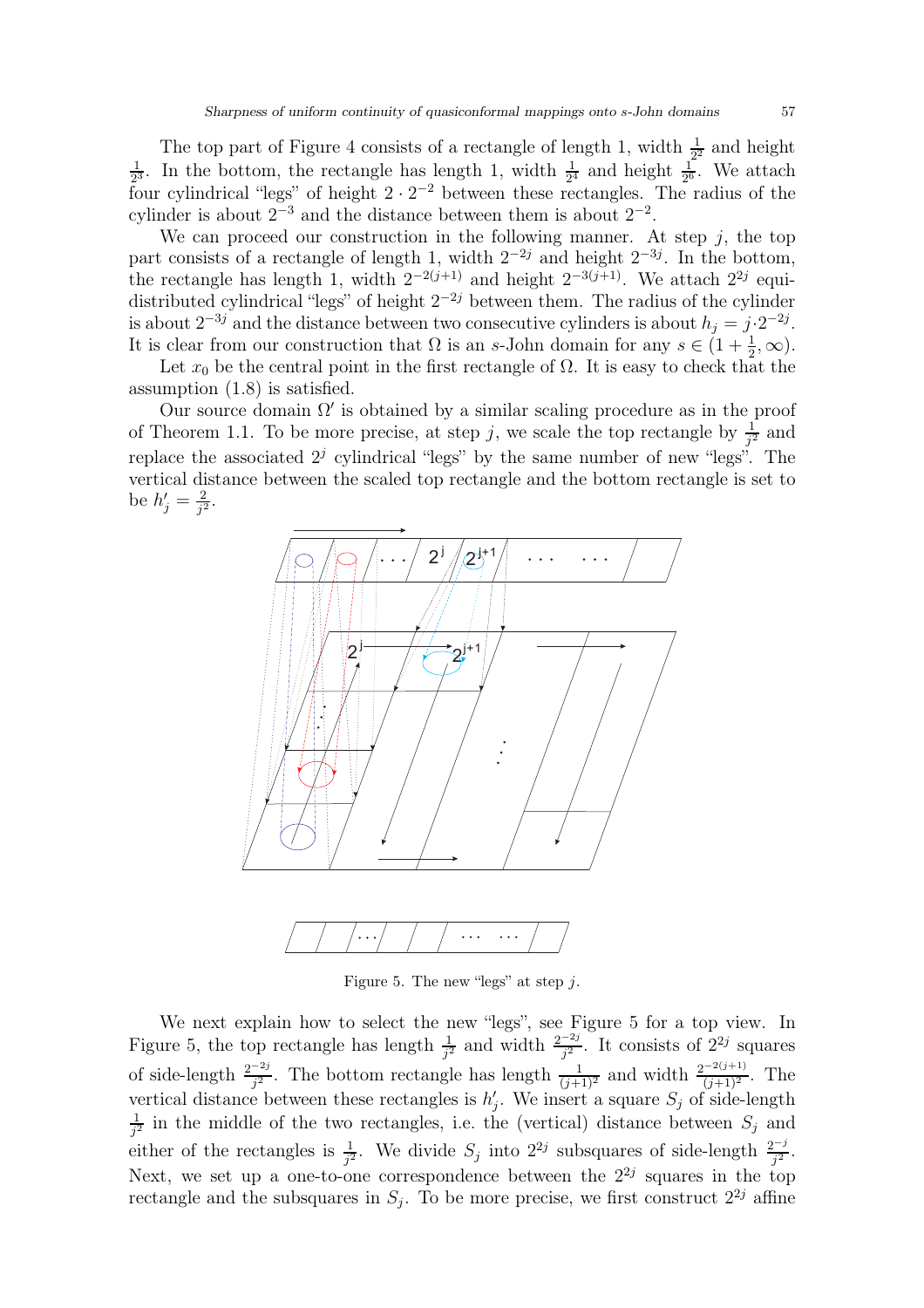The top part of Figure 4 consists of a rectangle of length 1, width $\frac{1}{2^2}$ and height $\frac{1}{2^3}$. In the bottom, the rectangle has length 1, width $\frac{1}{2^4}$ and height $\frac{1}{2^6}$. We attach four cylindrical "legs" of height $2 \cdot 2^{-2}$ between these rectangles. The radius of the cylinder is about $2^{-3}$ and the distance between them is about $2^{-2}$.

We can proceed our construction in the following manner. At step $j$, the top part consists of a rectangle of length 1, width $2^{-2j}$ and height $2^{-3j}$. In the bottom, the rectangle has length 1, width $2^{-2(j+1)}$ and height $2^{-3(j+1)}$. We attach $2^{2j}$ equidistributed cylindrical "legs" of height $2^{-2j}$ between them. The radius of the cylinder is about $2^{-3j}$ and the distance between two consecutive cylinders is about $h_j = j \cdot 2^{-2j}$. It is clear from our construction that $\Omega$ is an $s$-John domain for any $s \in (1 + \frac{1}{2}, \infty)$.

Let $x_0$ be the central point in the first rectangle of $\Omega$. It is easy to check that the assumption (1.8) is satisfied.

Our source domain $\Omega'$ is obtained by a similar scaling procedure as in the proof of Theorem 1.1. To be more precise, at step $j$, we scale the top rectangle by $\frac{1}{j^2}$ and replace the associated $2^j$ cylindrical "legs" by the same number of new "legs". The vertical distance between the scaled top rectangle and the bottom rectangle is set to be $h'_j = \frac{2}{j^2}$.

Figure 5. The new "legs" at step $j$.

We next explain how to select the new "legs", see Figure 5 for a top view. In Figure 5, the top rectangle has length $\frac{1}{j^2}$ and width $\frac{2^{-2j}}{j^2}$. It consists of $2^{2j}$ squares of side-length $\frac{2^{-2j}}{j^2}$. The bottom rectangle has length $\frac{1}{(j+1)^2}$ and width $\frac{2^{-2(j+1)}}{(j+1)^2}$. The vertical distance between these rectangles is $h'_j$. We insert a square $S_j$ of side-length $\frac{1}{j^2}$ in the middle of the two rectangles, i.e. the (vertical) distance between $S_j$ and either of the rectangles is $\frac{1}{j^2}$. We divide $S_j$ into $2^{2j}$ subsquares of side-length $\frac{2^{-j}}{j^2}$. Next, we set up a one-to-one correspondence between the $2^{2j}$ squares in the top rectangle and the subsquares in $S_j$. To be more precise, we first construct $2^{2j}$ affine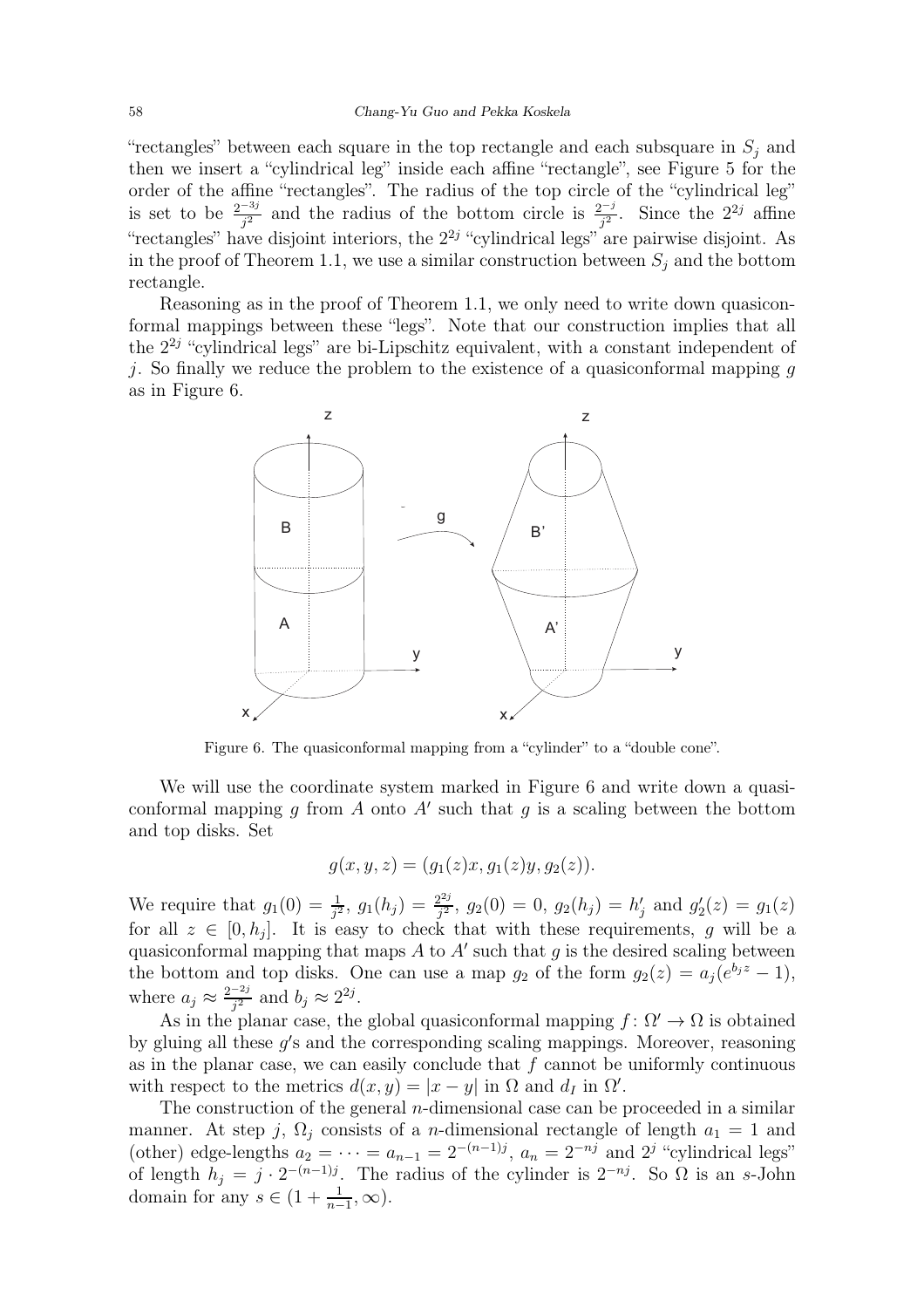"rectangles" between each square in the top rectangle and each subsquare in $S_j$ and then we insert a "cylindrical leg" inside each affine "rectangle", see Figure 5 for the order of the affine "rectangles". The radius of the top circle of the "cylindrical leg" is set to be $\frac{2^{-3j}}{j^2}$ and the radius of the bottom circle is $\frac{2^{-j}}{j^2}$. Since the $2^{2j}$ affine "rectangles" have disjoint interiors, the $2^{2j}$ "cylindrical legs" are pairwise disjoint. As in the proof of Theorem 1.1, we use a similar construction between $S_j$ and the bottom rectangle.

Reasoning as in the proof of Theorem 1.1, we only need to write down quasiconformal mappings between these "legs". Note that our construction implies that all the $2^{2j}$ "cylindrical legs" are bi-Lipschitz equivalent, with a constant independent of $j$. So finally we reduce the problem to the existence of a quasiconformal mapping $g$ as in Figure 6.

Figure 6. The quasiconformal mapping from a "cylinder" to a "double cone".

We will use the coordinate system marked in Figure 6 and write down a quasiconformal mapping $g$ from $A$ onto $A'$ such that $g$ is a scaling between the bottom and top disks. Set

$$g(x, y, z) = (g_1(z)x, g_1(z)y, g_2(z)).$$

We require that $g_1(0) = \frac{1}{j^2}$, $g_1(h_j) = \frac{2^{2j}}{j^2}$, $g_2(0) = 0$, $g_2(h_j) = h'_j$ and $g'_2(z) = g_1(z)$ for all $z \in [0, h_j]$. It is easy to check that with these requirements, $g$ will be a quasiconformal mapping that maps $A$ to $A'$ such that $g$ is the desired scaling between the bottom and top disks. One can use a map $g_2$ of the form $g_2(z) = a_j(e^{b_j z} - 1)$, where $a_j \approx \frac{2^{-2j}}{j^2}$ and $b_j \approx 2^{2j}$.

As in the planar case, the global quasiconformal mapping $f \colon \Omega' \to \Omega$ is obtained by gluing all these $g'$s and the corresponding scaling mappings. Moreover, reasoning as in the planar case, we can easily conclude that $f$ cannot be uniformly continuous with respect to the metrics $d(x, y) = |x - y|$ in $\Omega$ and $d_I$ in $\Omega'$.

The construction of the general $n$-dimensional case can be proceeded in a similar manner. At step $j$, $\Omega_j$ consists of a $n$-dimensional rectangle of length $a_1 = 1$ and (other) edge-lengths $a_2 = \cdots = a_{n-1} = 2^{-(n-1)j}$, $a_n = 2^{-nj}$ and $2^j$ "cylindrical legs" of length $h_j = j \cdot 2^{-(n-1)j}$. The radius of the cylinder is $2^{-nj}$. So $\Omega$ is an $s$-John domain for any $s \in (1 + \frac{1}{n-1}, \infty)$.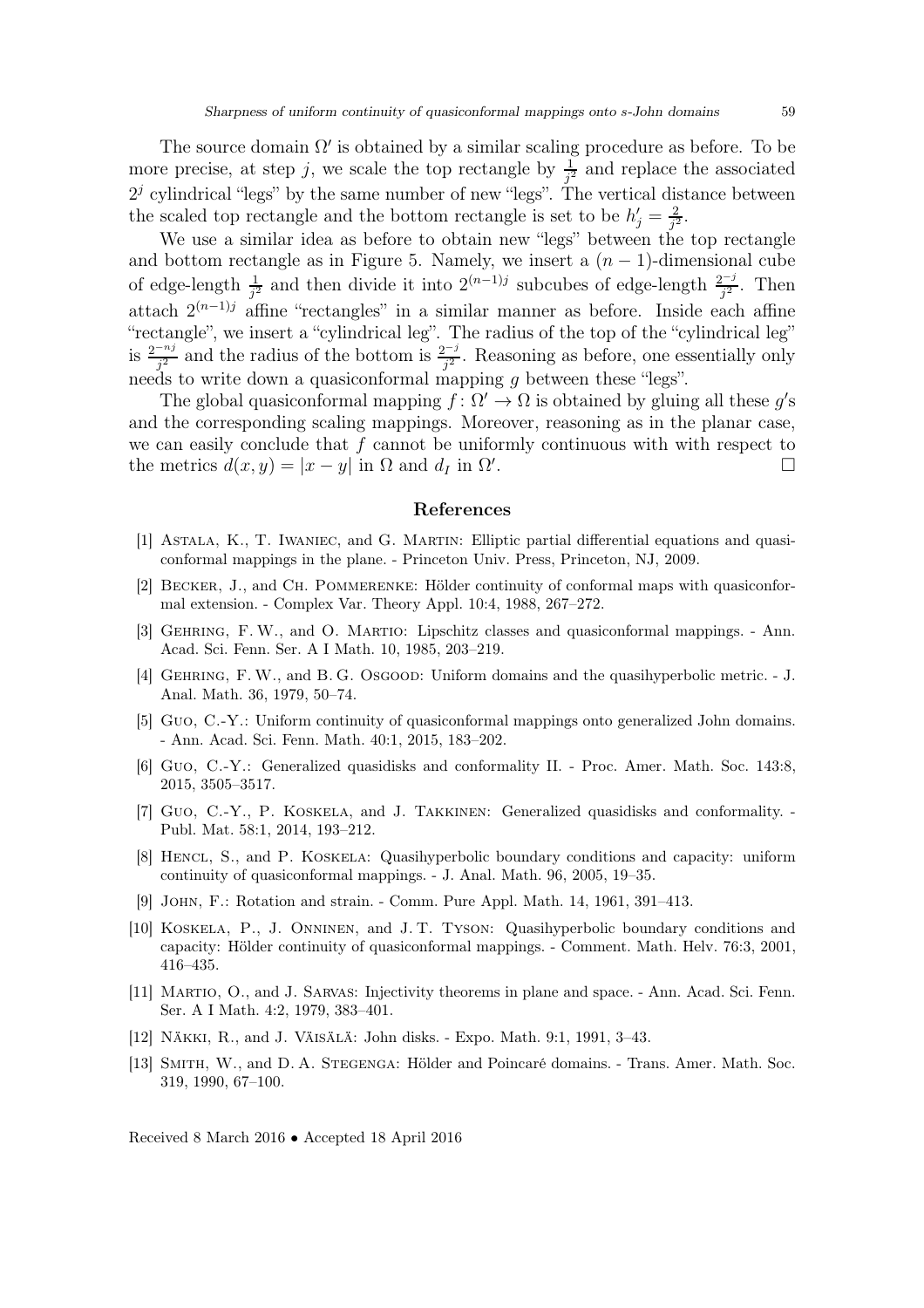The source domain $\Omega'$ is obtained by a similar scaling procedure as before. To be more precise, at step $j$, we scale the top rectangle by $\frac{1}{j^2}$ and replace the associated $2^j$ cylindrical "legs" by the same number of new "legs". The vertical distance between the scaled top rectangle and the bottom rectangle is set to be $h'_j = \frac{2}{j^2}$.

We use a similar idea as before to obtain new "legs" between the top rectangle and bottom rectangle as in Figure 5. Namely, we insert a $(n-1)$-dimensional cube of edge-length $\frac{1}{j^2}$ and then divide it into $2^{(n-1)j}$ subcubes of edge-length $\frac{2^{-j}}{j^2}$. Then attach $2^{(n-1)j}$ affine "rectangles" in a similar manner as before. Inside each affine "rectangle", we insert a "cylindrical leg". The radius of the top of the "cylindrical leg" is $\frac{2^{-nj}}{j^2}$ and the radius of the bottom is $\frac{2^{-j}}{j^2}$. Reasoning as before, one essentially only needs to write down a quasiconformal mapping $g$ between these "legs".

The global quasiconformal mapping $f\colon \Omega' \to \Omega$ is obtained by gluing all these $g'$s and the corresponding scaling mappings. Moreover, reasoning as in the planar case, we can easily conclude that $f$ cannot be uniformly continuous with with respect to the metrics $d(x,y) = |x-y|$ in $\Omega$ and $d_I$ in $\Omega'$. □

## References

[1] Astala, K., T. Iwaniec, and G. Martin: Elliptic partial differential equations and quasiconformal mappings in the plane. - Princeton Univ. Press, Princeton, NJ, 2009.

[2] Becker, J., and Ch. Pommerenke: Hölder continuity of conformal maps with quasiconformal extension. - Complex Var. Theory Appl. 10:4, 1988, 267–272.

[3] Gehring, F. W., and O. Martio: Lipschitz classes and quasiconformal mappings. - Ann. Acad. Sci. Fenn. Ser. A I Math. 10, 1985, 203–219.

[4] Gehring, F. W., and B. G. Osgood: Uniform domains and the quasihyperbolic metric. - J. Anal. Math. 36, 1979, 50–74.

[5] Guo, C.-Y.: Uniform continuity of quasiconformal mappings onto generalized John domains. - Ann. Acad. Sci. Fenn. Math. 40:1, 2015, 183–202.

[6] Guo, C.-Y.: Generalized quasidisks and conformality II. - Proc. Amer. Math. Soc. 143:8, 2015, 3505–3517.

[7] Guo, C.-Y., P. Koskela, and J. Takkinen: Generalized quasidisks and conformality. - Publ. Mat. 58:1, 2014, 193–212.

[8] Hencl, S., and P. Koskela: Quasihyperbolic boundary conditions and capacity: uniform continuity of quasiconformal mappings. - J. Anal. Math. 96, 2005, 19–35.

[9] John, F.: Rotation and strain. - Comm. Pure Appl. Math. 14, 1961, 391–413.

[10] Koskela, P., J. Onninen, and J. T. Tyson: Quasihyperbolic boundary conditions and capacity: Hölder continuity of quasiconformal mappings. - Comment. Math. Helv. 76:3, 2001, 416–435.

[11] Martio, O., and J. Sarvas: Injectivity theorems in plane and space. - Ann. Acad. Sci. Fenn. Ser. A I Math. 4:2, 1979, 383–401.

[12] Näkki, R., and J. Väisälä: John disks. - Expo. Math. 9:1, 1991, 3–43.

[13] Smith, W., and D. A. Stegenga: Hölder and Poincaré domains. - Trans. Amer. Math. Soc. 319, 1990, 67–100.

Received 8 March 2016 • Accepted 18 April 2016